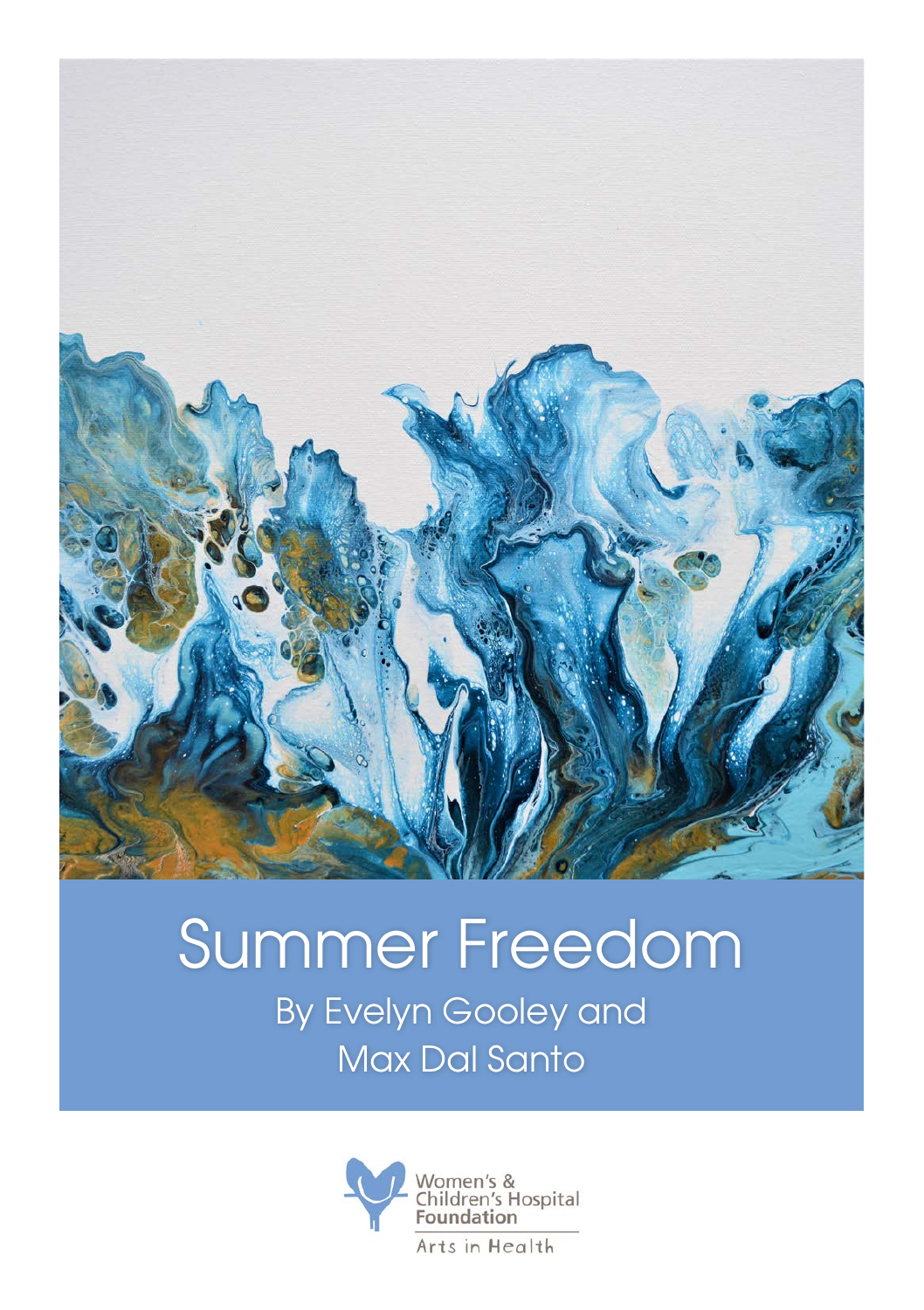# Summer Freedom

By Evelyn Gooley and Max Dal Santo

Women's & Children's Hospital Foundation

Arts in Health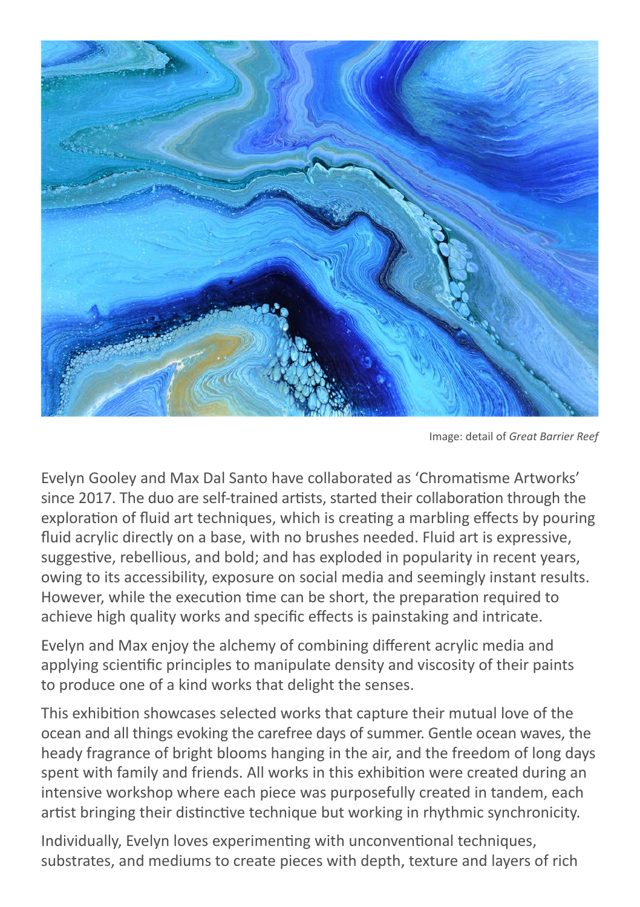Image: detail of *Great Barrier Reef*

Evelyn Gooley and Max Dal Santo have collaborated as 'Chromatisme Artworks' since 2017. The duo are self-trained artists, started their collaboration through the exploration of fluid art techniques, which is creating a marbling effects by pouring fluid acrylic directly on a base, with no brushes needed. Fluid art is expressive, suggestive, rebellious, and bold; and has exploded in popularity in recent years, owing to its accessibility, exposure on social media and seemingly instant results. However, while the execution time can be short, the preparation required to achieve high quality works and specific effects is painstaking and intricate.

Evelyn and Max enjoy the alchemy of combining different acrylic media and applying scientific principles to manipulate density and viscosity of their paints to produce one of a kind works that delight the senses.

This exhibition showcases selected works that capture their mutual love of the ocean and all things evoking the carefree days of summer. Gentle ocean waves, the heady fragrance of bright blooms hanging in the air, and the freedom of long days spent with family and friends. All works in this exhibition were created during an intensive workshop where each piece was purposefully created in tandem, each artist bringing their distinctive technique but working in rhythmic synchronicity.

Individually, Evelyn loves experimenting with unconventional techniques, substrates, and mediums to create pieces with depth, texture and layers of rich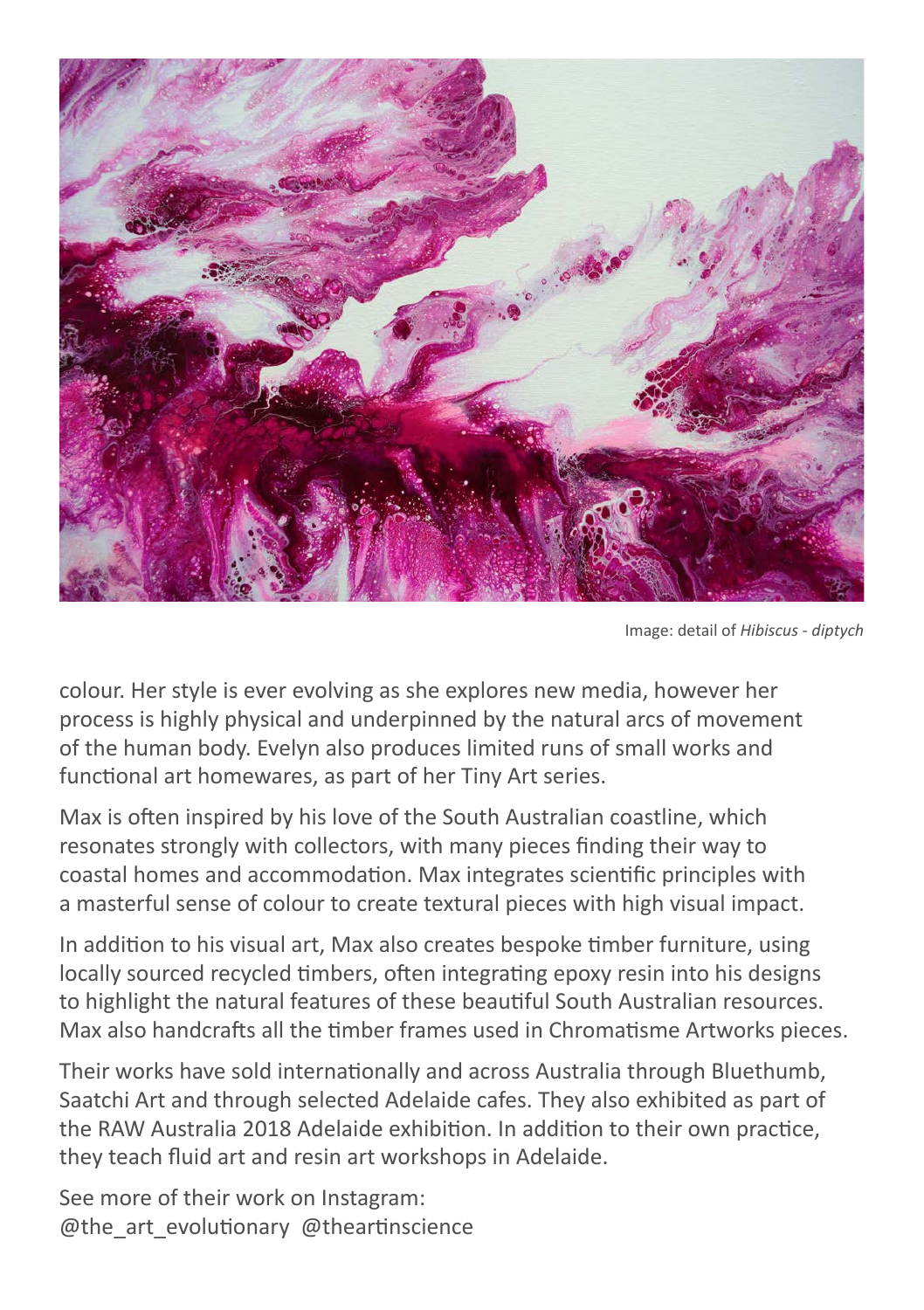Image: detail of *Hibiscus - diptych*

colour. Her style is ever evolving as she explores new media, however her process is highly physical and underpinned by the natural arcs of movement of the human body. Evelyn also produces limited runs of small works and functional art homewares, as part of her Tiny Art series.

Max is often inspired by his love of the South Australian coastline, which resonates strongly with collectors, with many pieces finding their way to coastal homes and accommodation. Max integrates scientific principles with a masterful sense of colour to create textural pieces with high visual impact.

In addition to his visual art, Max also creates bespoke timber furniture, using locally sourced recycled timbers, often integrating epoxy resin into his designs to highlight the natural features of these beautiful South Australian resources. Max also handcrafts all the timber frames used in Chromatisme Artworks pieces.

Their works have sold internationally and across Australia through Bluethumb, Saatchi Art and through selected Adelaide cafes. They also exhibited as part of the RAW Australia 2018 Adelaide exhibition. In addition to their own practice, they teach fluid art and resin art workshops in Adelaide.

See more of their work on Instagram:
@the_art_evolutionary @theartinscience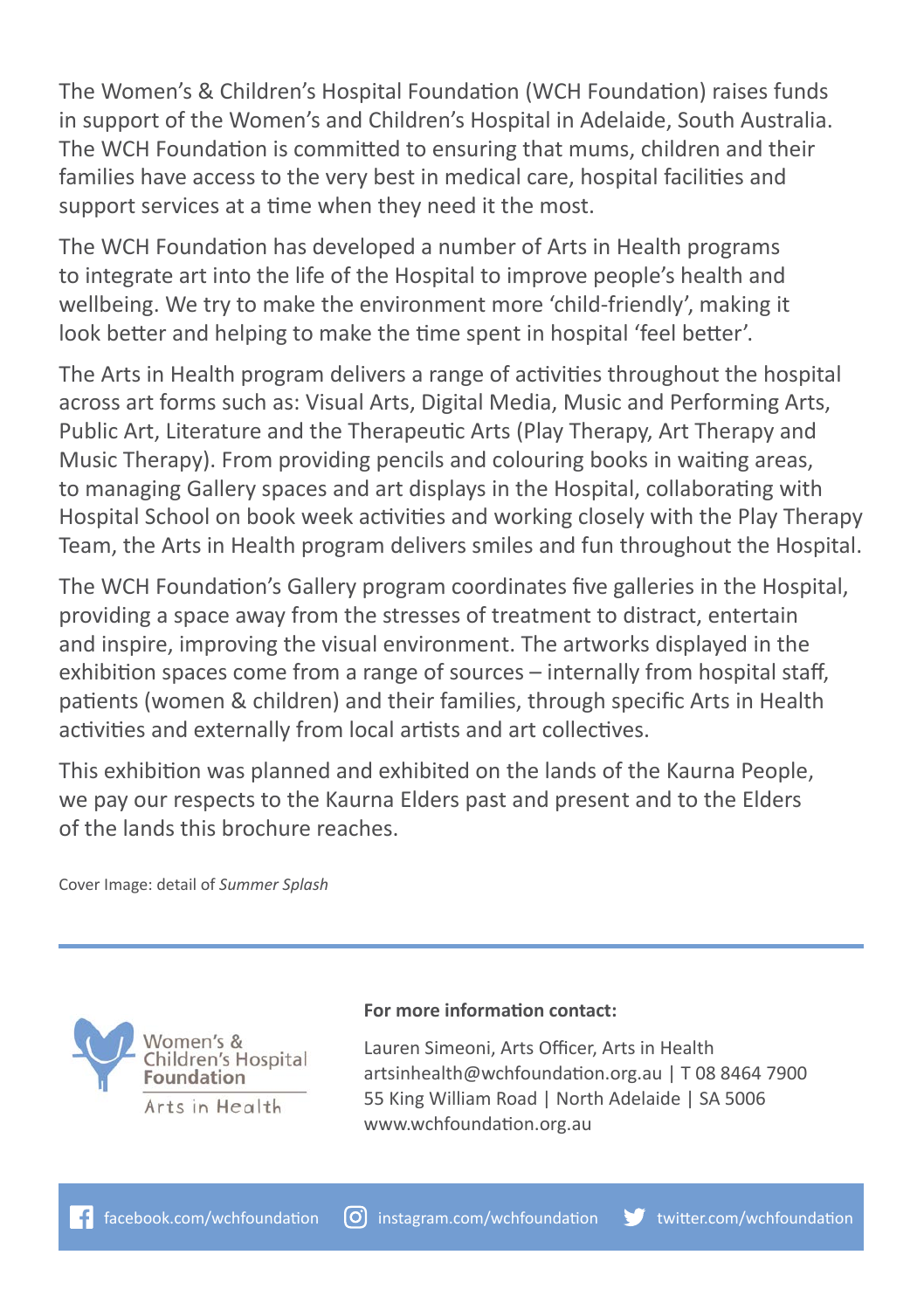The Women's & Children's Hospital Foundation (WCH Foundation) raises funds in support of the Women's and Children's Hospital in Adelaide, South Australia. The WCH Foundation is committed to ensuring that mums, children and their families have access to the very best in medical care, hospital facilities and support services at a time when they need it the most.

The WCH Foundation has developed a number of Arts in Health programs to integrate art into the life of the Hospital to improve people's health and wellbeing. We try to make the environment more 'child-friendly', making it look better and helping to make the time spent in hospital 'feel better'.

The Arts in Health program delivers a range of activities throughout the hospital across art forms such as: Visual Arts, Digital Media, Music and Performing Arts, Public Art, Literature and the Therapeutic Arts (Play Therapy, Art Therapy and Music Therapy). From providing pencils and colouring books in waiting areas, to managing Gallery spaces and art displays in the Hospital, collaborating with Hospital School on book week activities and working closely with the Play Therapy Team, the Arts in Health program delivers smiles and fun throughout the Hospital.

The WCH Foundation's Gallery program coordinates five galleries in the Hospital, providing a space away from the stresses of treatment to distract, entertain and inspire, improving the visual environment. The artworks displayed in the exhibition spaces come from a range of sources – internally from hospital staff, patients (women & children) and their families, through specific Arts in Health activities and externally from local artists and art collectives.

This exhibition was planned and exhibited on the lands of the Kaurna People, we pay our respects to the Kaurna Elders past and present and to the Elders of the lands this brochure reaches.

Cover Image: detail of *Summer Splash*

---

Women's & Children's Hospital **Foundation**
Arts in Health

**For more information contact:**

Lauren Simeoni, Arts Officer, Arts in Health
artsinhealth@wchfoundation.org.au | T 08 8464 7900
55 King William Road | North Adelaide | SA 5006
www.wchfoundation.org.au

facebook.com/wchfoundation | instagram.com/wchfoundation | twitter.com/wchfoundation